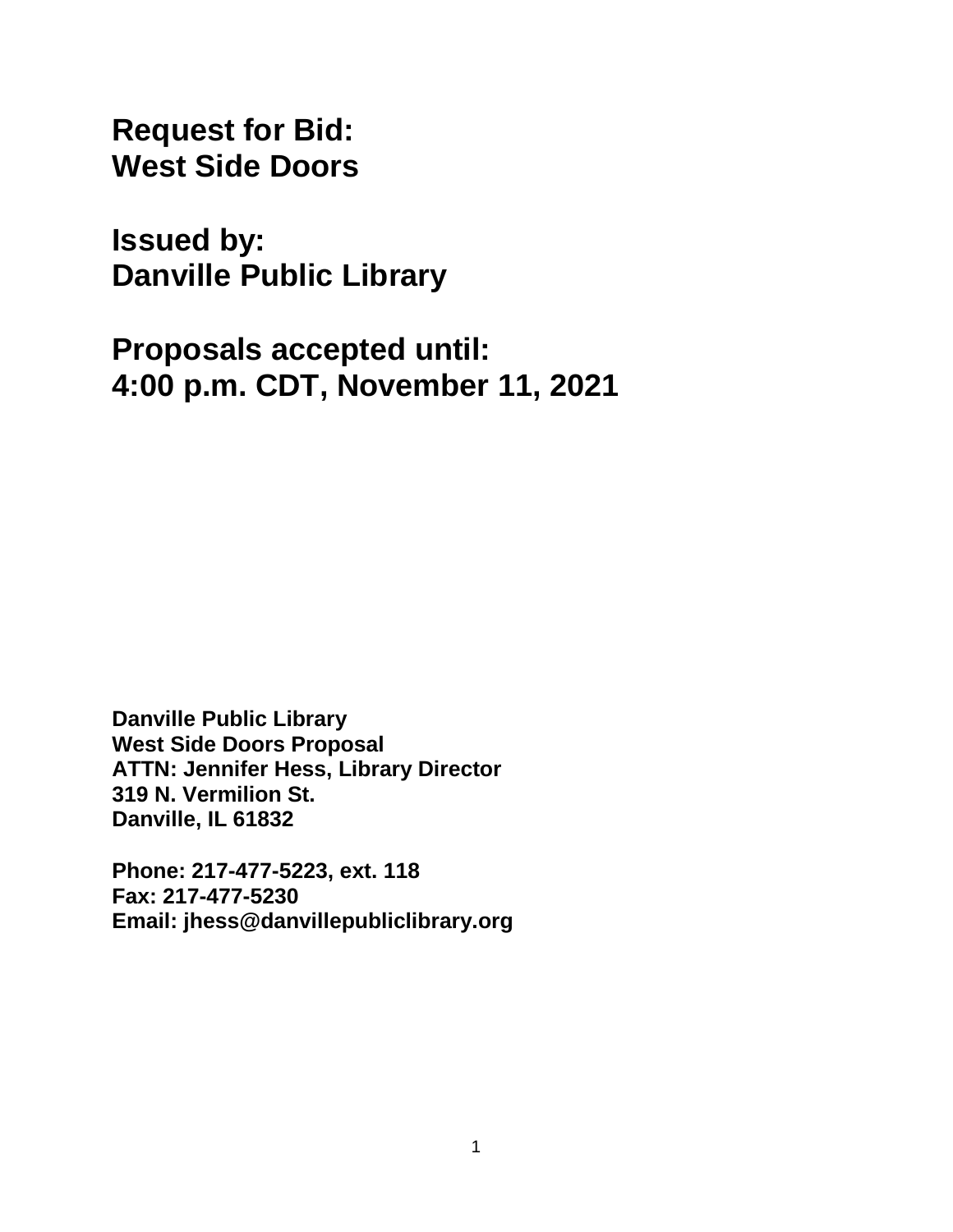# Request for Bid:
# West Side Doors

# Issued by:
# Danville Public Library

# Proposals accepted until:
# 4:00 p.m. CDT, November 11, 2021

**Danville Public Library**
**West Side Doors Proposal**
**ATTN: Jennifer Hess, Library Director**
**319 N. Vermilion St.**
**Danville, IL 61832**

**Phone: 217-477-5223, ext. 118**
**Fax: 217-477-5230**
**Email: jhess@danvillepubliclibrary.org**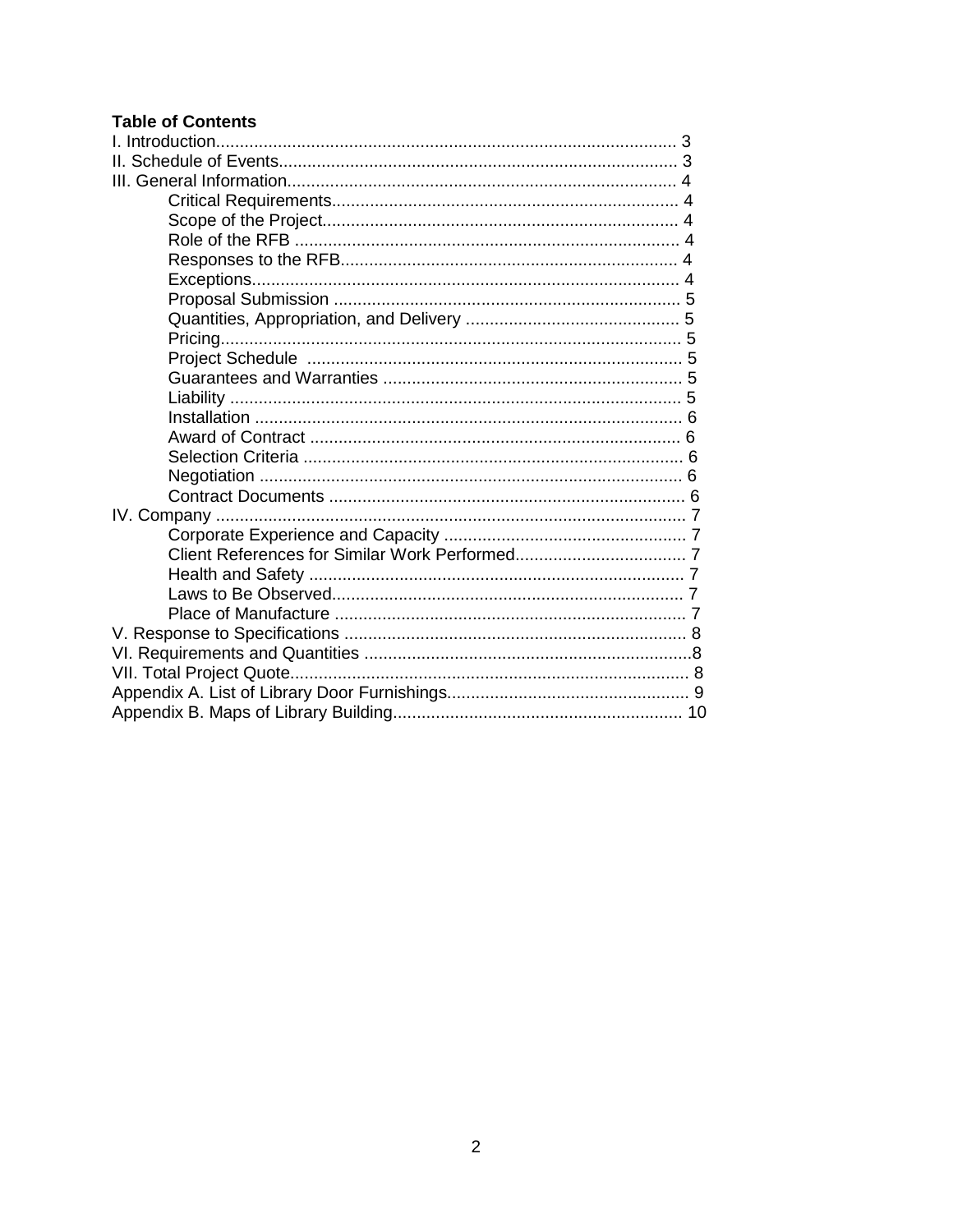**Table of Contents**

I. Introduction................................................................................................ 3
II. Schedule of Events.................................................................................... 3
III. General Information.................................................................................. 4
- Critical Requirements......................................................................... 4
- Scope of the Project........................................................................... 4
- Role of the RFB ................................................................................. 4
- Responses to the RFB....................................................................... 4
- Exceptions.......................................................................................... 4
- Proposal Submission ......................................................................... 5
- Quantities, Appropriation, and Delivery ............................................. 5
- Pricing................................................................................................. 5
- Project Schedule ............................................................................... 5
- Guarantees and Warranties ............................................................... 5
- Liability ............................................................................................... 5
- Installation .......................................................................................... 6
- Award of Contract .............................................................................. 6
- Selection Criteria ................................................................................ 6
- Negotiation ......................................................................................... 6
- Contract Documents ........................................................................... 6

IV. Company .................................................................................................. 7
- Corporate Experience and Capacity ................................................... 7
- Client References for Similar Work Performed.................................... 7
- Health and Safety ............................................................................... 7
- Laws to Be Observed.......................................................................... 7
- Place of Manufacture .......................................................................... 7

V. Response to Specifications ....................................................................... 8
VI. Requirements and Quantities ....................................................................8
VII. Total Project Quote.................................................................................. 8
Appendix A. List of Library Door Furnishings.................................................. 9
Appendix B. Maps of Library Building............................................................ 10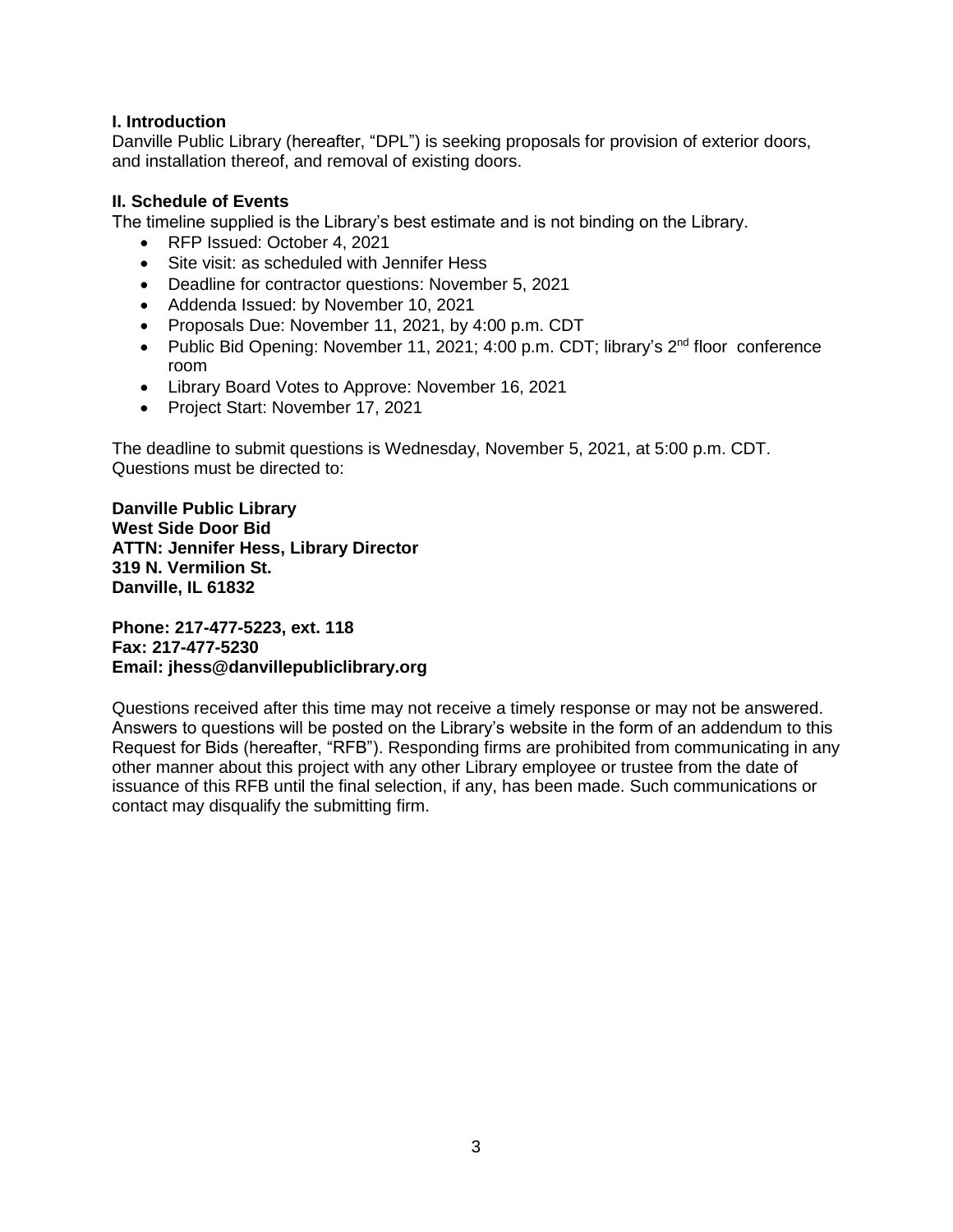### I. Introduction

Danville Public Library (hereafter, "DPL") is seeking proposals for provision of exterior doors, and installation thereof, and removal of existing doors.

### II. Schedule of Events

The timeline supplied is the Library's best estimate and is not binding on the Library.

- RFP Issued: October 4, 2021
- Site visit: as scheduled with Jennifer Hess
- Deadline for contractor questions: November 5, 2021
- Addenda Issued: by November 10, 2021
- Proposals Due: November 11, 2021, by 4:00 p.m. CDT
- Public Bid Opening: November 11, 2021; 4:00 p.m. CDT; library's 2nd floor conference room
- Library Board Votes to Approve: November 16, 2021
- Project Start: November 17, 2021

The deadline to submit questions is Wednesday, November 5, 2021, at 5:00 p.m. CDT. Questions must be directed to:

**Danville Public Library**
**West Side Door Bid**
**ATTN: Jennifer Hess, Library Director**
**319 N. Vermilion St.**
**Danville, IL 61832**

**Phone: 217-477-5223, ext. 118**
**Fax: 217-477-5230**
**Email: jhess@danvillepubliclibrary.org**

Questions received after this time may not receive a timely response or may not be answered. Answers to questions will be posted on the Library's website in the form of an addendum to this Request for Bids (hereafter, "RFB"). Responding firms are prohibited from communicating in any other manner about this project with any other Library employee or trustee from the date of issuance of this RFB until the final selection, if any, has been made. Such communications or contact may disqualify the submitting firm.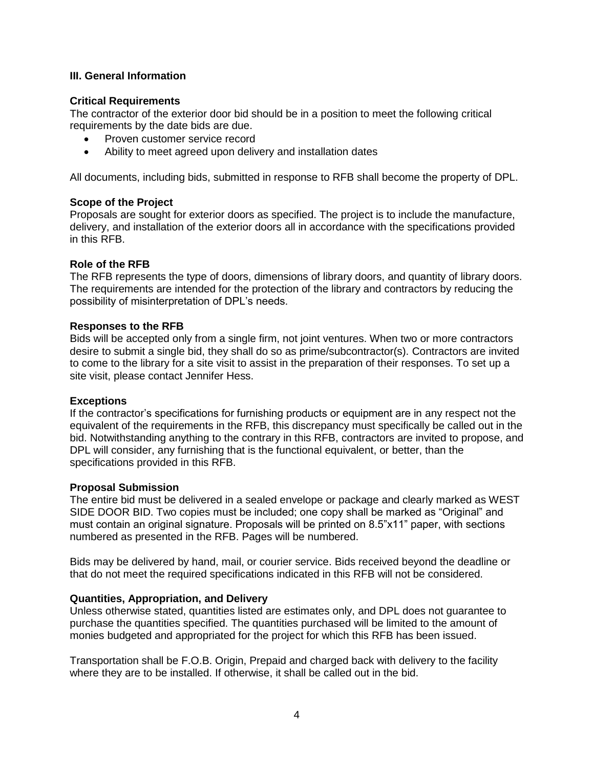## III. General Information

### Critical Requirements

The contractor of the exterior door bid should be in a position to meet the following critical requirements by the date bids are due.

- Proven customer service record
- Ability to meet agreed upon delivery and installation dates

All documents, including bids, submitted in response to RFB shall become the property of DPL.

### Scope of the Project

Proposals are sought for exterior doors as specified. The project is to include the manufacture, delivery, and installation of the exterior doors all in accordance with the specifications provided in this RFB.

### Role of the RFB

The RFB represents the type of doors, dimensions of library doors, and quantity of library doors. The requirements are intended for the protection of the library and contractors by reducing the possibility of misinterpretation of DPL's needs.

### Responses to the RFB

Bids will be accepted only from a single firm, not joint ventures. When two or more contractors desire to submit a single bid, they shall do so as prime/subcontractor(s). Contractors are invited to come to the library for a site visit to assist in the preparation of their responses. To set up a site visit, please contact Jennifer Hess.

### Exceptions

If the contractor's specifications for furnishing products or equipment are in any respect not the equivalent of the requirements in the RFB, this discrepancy must specifically be called out in the bid. Notwithstanding anything to the contrary in this RFB, contractors are invited to propose, and DPL will consider, any furnishing that is the functional equivalent, or better, than the specifications provided in this RFB.

### Proposal Submission

The entire bid must be delivered in a sealed envelope or package and clearly marked as WEST SIDE DOOR BID. Two copies must be included; one copy shall be marked as "Original" and must contain an original signature. Proposals will be printed on 8.5"x11" paper, with sections numbered as presented in the RFB. Pages will be numbered.

Bids may be delivered by hand, mail, or courier service. Bids received beyond the deadline or that do not meet the required specifications indicated in this RFB will not be considered.

### Quantities, Appropriation, and Delivery

Unless otherwise stated, quantities listed are estimates only, and DPL does not guarantee to purchase the quantities specified. The quantities purchased will be limited to the amount of monies budgeted and appropriated for the project for which this RFB has been issued.

Transportation shall be F.O.B. Origin, Prepaid and charged back with delivery to the facility where they are to be installed. If otherwise, it shall be called out in the bid.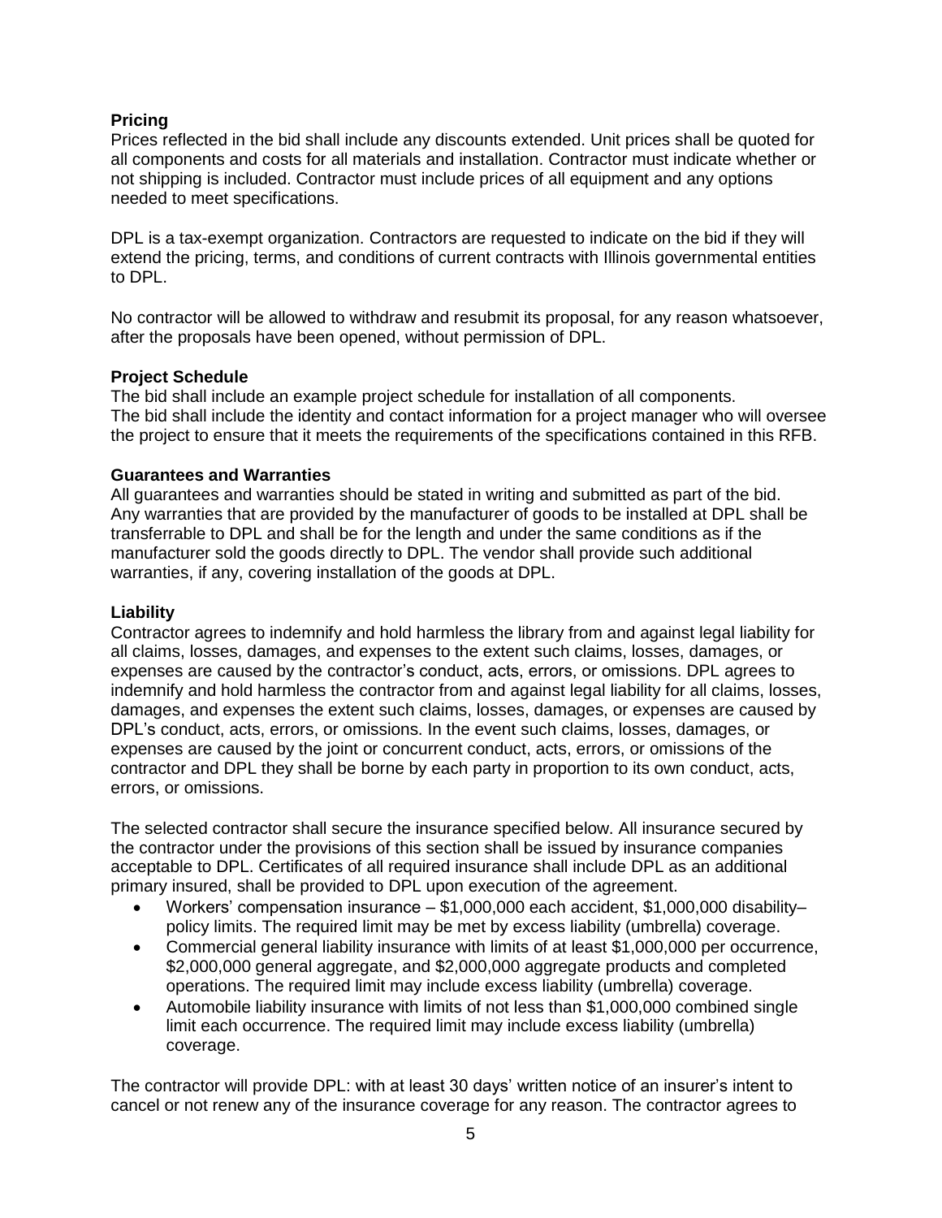**Pricing**

Prices reflected in the bid shall include any discounts extended. Unit prices shall be quoted for all components and costs for all materials and installation. Contractor must indicate whether or not shipping is included. Contractor must include prices of all equipment and any options needed to meet specifications.

DPL is a tax-exempt organization. Contractors are requested to indicate on the bid if they will extend the pricing, terms, and conditions of current contracts with Illinois governmental entities to DPL.

No contractor will be allowed to withdraw and resubmit its proposal, for any reason whatsoever, after the proposals have been opened, without permission of DPL.

**Project Schedule**

The bid shall include an example project schedule for installation of all components.
The bid shall include the identity and contact information for a project manager who will oversee the project to ensure that it meets the requirements of the specifications contained in this RFB.

**Guarantees and Warranties**

All guarantees and warranties should be stated in writing and submitted as part of the bid. Any warranties that are provided by the manufacturer of goods to be installed at DPL shall be transferrable to DPL and shall be for the length and under the same conditions as if the manufacturer sold the goods directly to DPL. The vendor shall provide such additional warranties, if any, covering installation of the goods at DPL.

**Liability**

Contractor agrees to indemnify and hold harmless the library from and against legal liability for all claims, losses, damages, and expenses to the extent such claims, losses, damages, or expenses are caused by the contractor's conduct, acts, errors, or omissions. DPL agrees to indemnify and hold harmless the contractor from and against legal liability for all claims, losses, damages, and expenses the extent such claims, losses, damages, or expenses are caused by DPL's conduct, acts, errors, or omissions. In the event such claims, losses, damages, or expenses are caused by the joint or concurrent conduct, acts, errors, or omissions of the contractor and DPL they shall be borne by each party in proportion to its own conduct, acts, errors, or omissions.

The selected contractor shall secure the insurance specified below. All insurance secured by the contractor under the provisions of this section shall be issued by insurance companies acceptable to DPL. Certificates of all required insurance shall include DPL as an additional primary insured, shall be provided to DPL upon execution of the agreement.

- Workers' compensation insurance – $1,000,000 each accident, $1,000,000 disability– policy limits. The required limit may be met by excess liability (umbrella) coverage.
- Commercial general liability insurance with limits of at least $1,000,000 per occurrence, $2,000,000 general aggregate, and $2,000,000 aggregate products and completed operations. The required limit may include excess liability (umbrella) coverage.
- Automobile liability insurance with limits of not less than $1,000,000 combined single limit each occurrence. The required limit may include excess liability (umbrella) coverage.

The contractor will provide DPL: with at least 30 days' written notice of an insurer's intent to cancel or not renew any of the insurance coverage for any reason. The contractor agrees to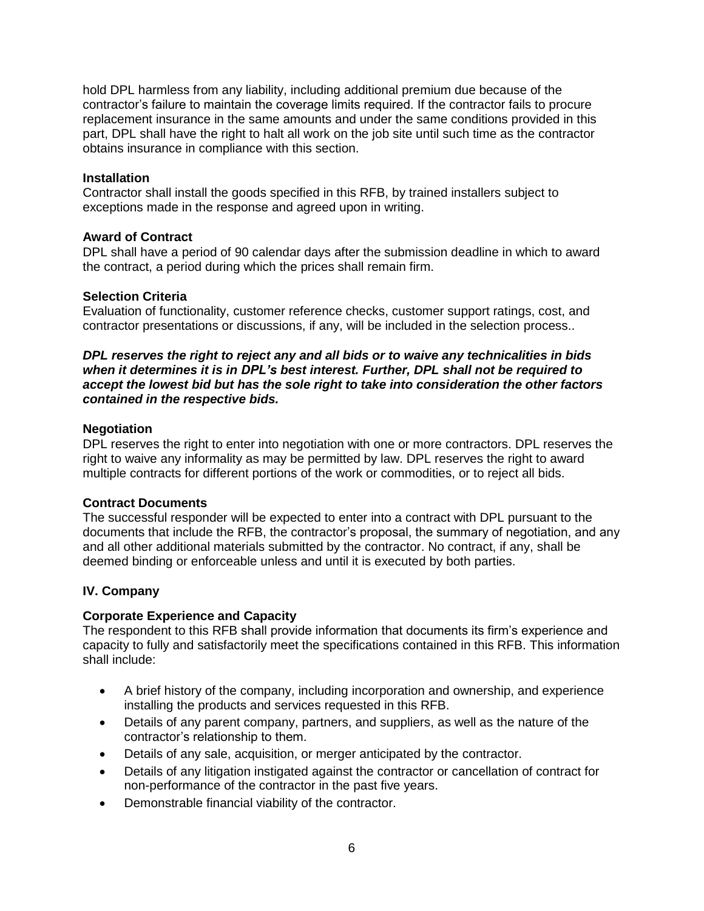hold DPL harmless from any liability, including additional premium due because of the contractor's failure to maintain the coverage limits required. If the contractor fails to procure replacement insurance in the same amounts and under the same conditions provided in this part, DPL shall have the right to halt all work on the job site until such time as the contractor obtains insurance in compliance with this section.

**Installation**

Contractor shall install the goods specified in this RFB, by trained installers subject to exceptions made in the response and agreed upon in writing.

**Award of Contract**

DPL shall have a period of 90 calendar days after the submission deadline in which to award the contract, a period during which the prices shall remain firm.

**Selection Criteria**

Evaluation of functionality, customer reference checks, customer support ratings, cost, and contractor presentations or discussions, if any, will be included in the selection process..

***DPL reserves the right to reject any and all bids or to waive any technicalities in bids when it determines it is in DPL's best interest. Further, DPL shall not be required to accept the lowest bid but has the sole right to take into consideration the other factors contained in the respective bids.***

**Negotiation**

DPL reserves the right to enter into negotiation with one or more contractors. DPL reserves the right to waive any informality as may be permitted by law. DPL reserves the right to award multiple contracts for different portions of the work or commodities, or to reject all bids.

**Contract Documents**

The successful responder will be expected to enter into a contract with DPL pursuant to the documents that include the RFB, the contractor's proposal, the summary of negotiation, and any and all other additional materials submitted by the contractor. No contract, if any, shall be deemed binding or enforceable unless and until it is executed by both parties.

## IV. Company

**Corporate Experience and Capacity**

The respondent to this RFB shall provide information that documents its firm's experience and capacity to fully and satisfactorily meet the specifications contained in this RFB. This information shall include:

- A brief history of the company, including incorporation and ownership, and experience installing the products and services requested in this RFB.
- Details of any parent company, partners, and suppliers, as well as the nature of the contractor's relationship to them.
- Details of any sale, acquisition, or merger anticipated by the contractor.
- Details of any litigation instigated against the contractor or cancellation of contract for non-performance of the contractor in the past five years.
- Demonstrable financial viability of the contractor.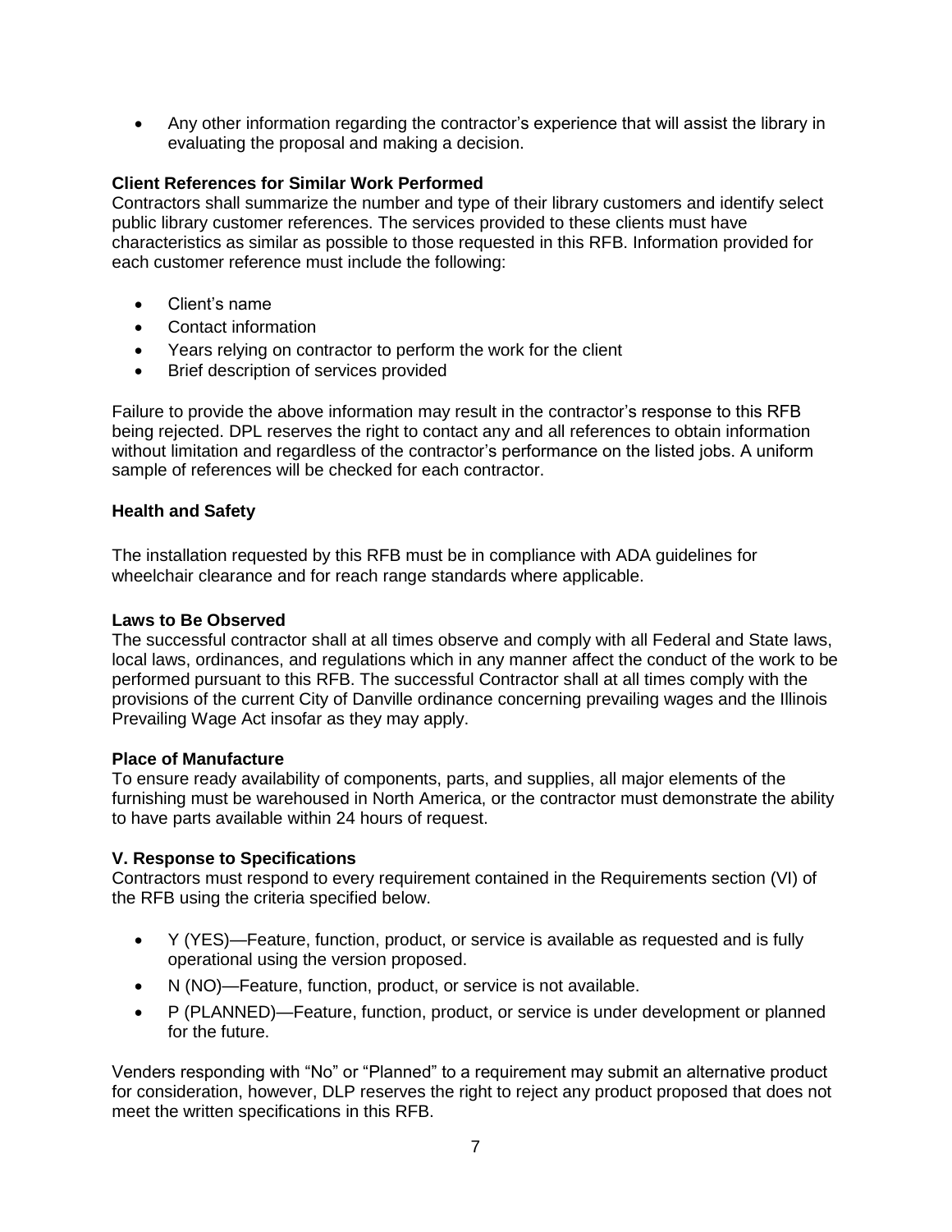- Any other information regarding the contractor's experience that will assist the library in evaluating the proposal and making a decision.

**Client References for Similar Work Performed**

Contractors shall summarize the number and type of their library customers and identify select public library customer references. The services provided to these clients must have characteristics as similar as possible to those requested in this RFB. Information provided for each customer reference must include the following:

- Client's name
- Contact information
- Years relying on contractor to perform the work for the client
- Brief description of services provided

Failure to provide the above information may result in the contractor's response to this RFB being rejected. DPL reserves the right to contact any and all references to obtain information without limitation and regardless of the contractor's performance on the listed jobs. A uniform sample of references will be checked for each contractor.

**Health and Safety**

The installation requested by this RFB must be in compliance with ADA guidelines for wheelchair clearance and for reach range standards where applicable.

**Laws to Be Observed**

The successful contractor shall at all times observe and comply with all Federal and State laws, local laws, ordinances, and regulations which in any manner affect the conduct of the work to be performed pursuant to this RFB. The successful Contractor shall at all times comply with the provisions of the current City of Danville ordinance concerning prevailing wages and the Illinois Prevailing Wage Act insofar as they may apply.

**Place of Manufacture**

To ensure ready availability of components, parts, and supplies, all major elements of the furnishing must be warehoused in North America, or the contractor must demonstrate the ability to have parts available within 24 hours of request.

## V. Response to Specifications

Contractors must respond to every requirement contained in the Requirements section (VI) of the RFB using the criteria specified below.

- Y (YES)—Feature, function, product, or service is available as requested and is fully operational using the version proposed.
- N (NO)—Feature, function, product, or service is not available.
- P (PLANNED)—Feature, function, product, or service is under development or planned for the future.

Venders responding with "No" or "Planned" to a requirement may submit an alternative product for consideration, however, DLP reserves the right to reject any product proposed that does not meet the written specifications in this RFB.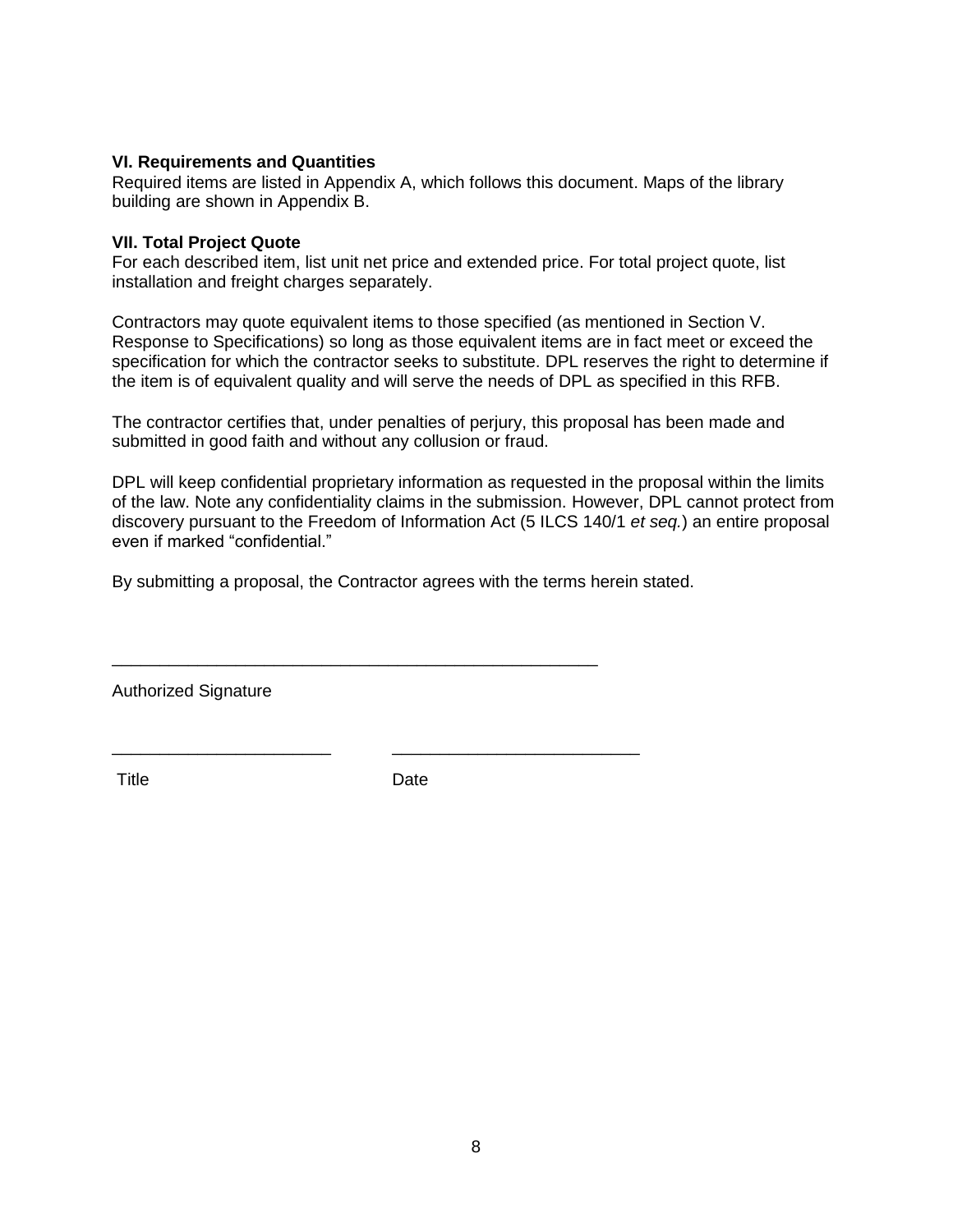**VI. Requirements and Quantities**
Required items are listed in Appendix A, which follows this document. Maps of the library building are shown in Appendix B.

**VII. Total Project Quote**
For each described item, list unit net price and extended price. For total project quote, list installation and freight charges separately.

Contractors may quote equivalent items to those specified (as mentioned in Section V. Response to Specifications) so long as those equivalent items are in fact meet or exceed the specification for which the contractor seeks to substitute. DPL reserves the right to determine if the item is of equivalent quality and will serve the needs of DPL as specified in this RFB.

The contractor certifies that, under penalties of perjury, this proposal has been made and submitted in good faith and without any collusion or fraud.

DPL will keep confidential proprietary information as requested in the proposal within the limits of the law. Note any confidentiality claims in the submission. However, DPL cannot protect from discovery pursuant to the Freedom of Information Act (5 ILCS 140/1 *et seq.*) an entire proposal even if marked “confidential.”

By submitting a proposal, the Contractor agrees with the terms herein stated.

_____________________________________________________

Authorized Signature

________________________          ___________________________

Title                                              Date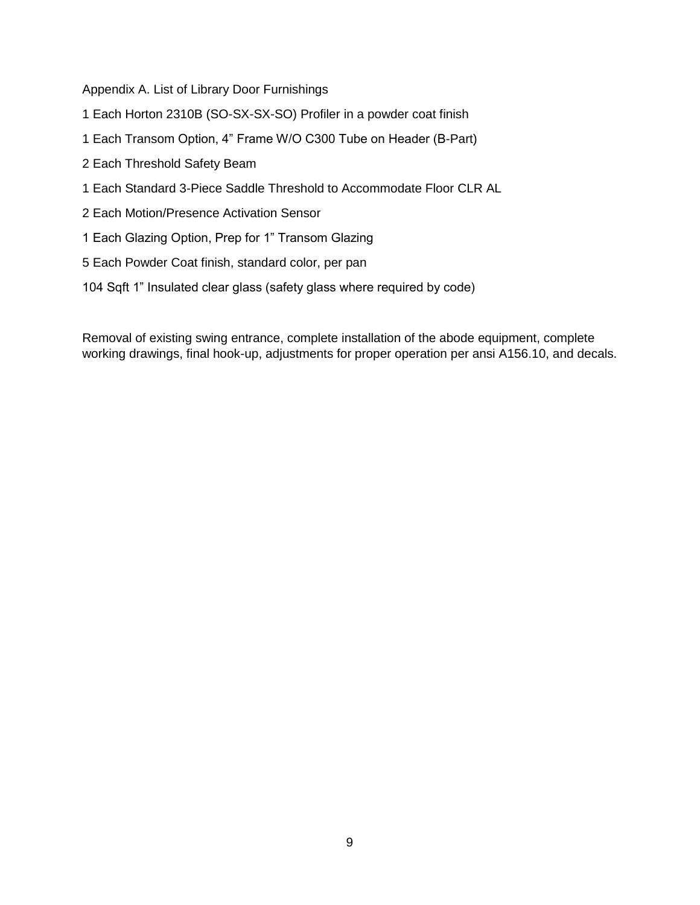Appendix A. List of Library Door Furnishings

1 Each Horton 2310B (SO-SX-SX-SO) Profiler in a powder coat finish

1 Each Transom Option, 4" Frame W/O C300 Tube on Header (B-Part)

2 Each Threshold Safety Beam

1 Each Standard 3-Piece Saddle Threshold to Accommodate Floor CLR AL

2 Each Motion/Presence Activation Sensor

1 Each Glazing Option, Prep for 1" Transom Glazing

5 Each Powder Coat finish, standard color, per pan

104 Sqft 1" Insulated clear glass (safety glass where required by code)

Removal of existing swing entrance, complete installation of the abode equipment, complete working drawings, final hook-up, adjustments for proper operation per ansi A156.10, and decals.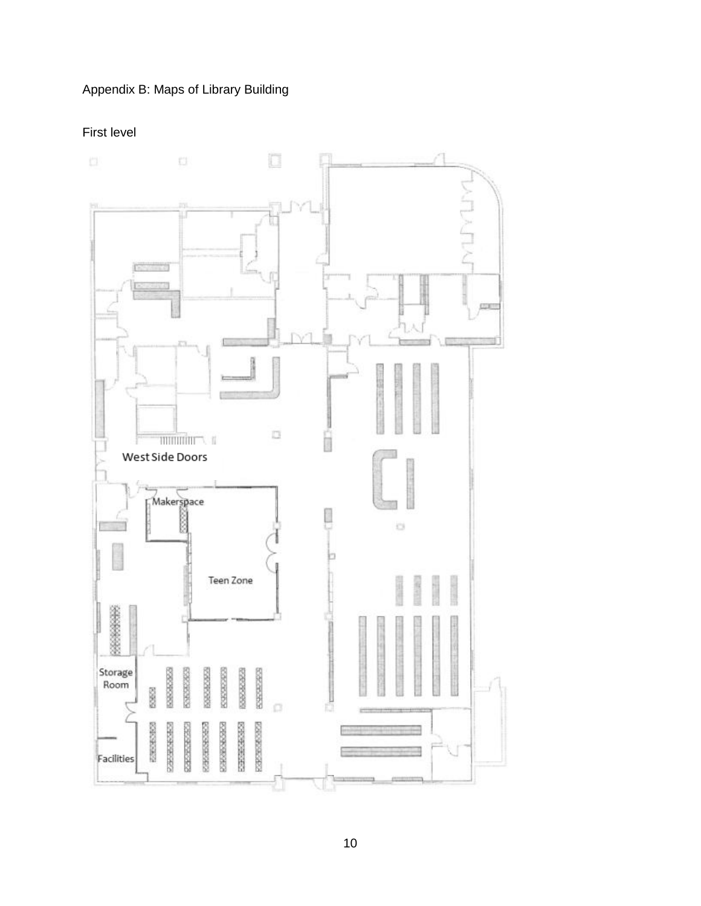Appendix B: Maps of Library Building

First level

West Side Doors

Makerspace

Teen Zone

Storage Room

Facilities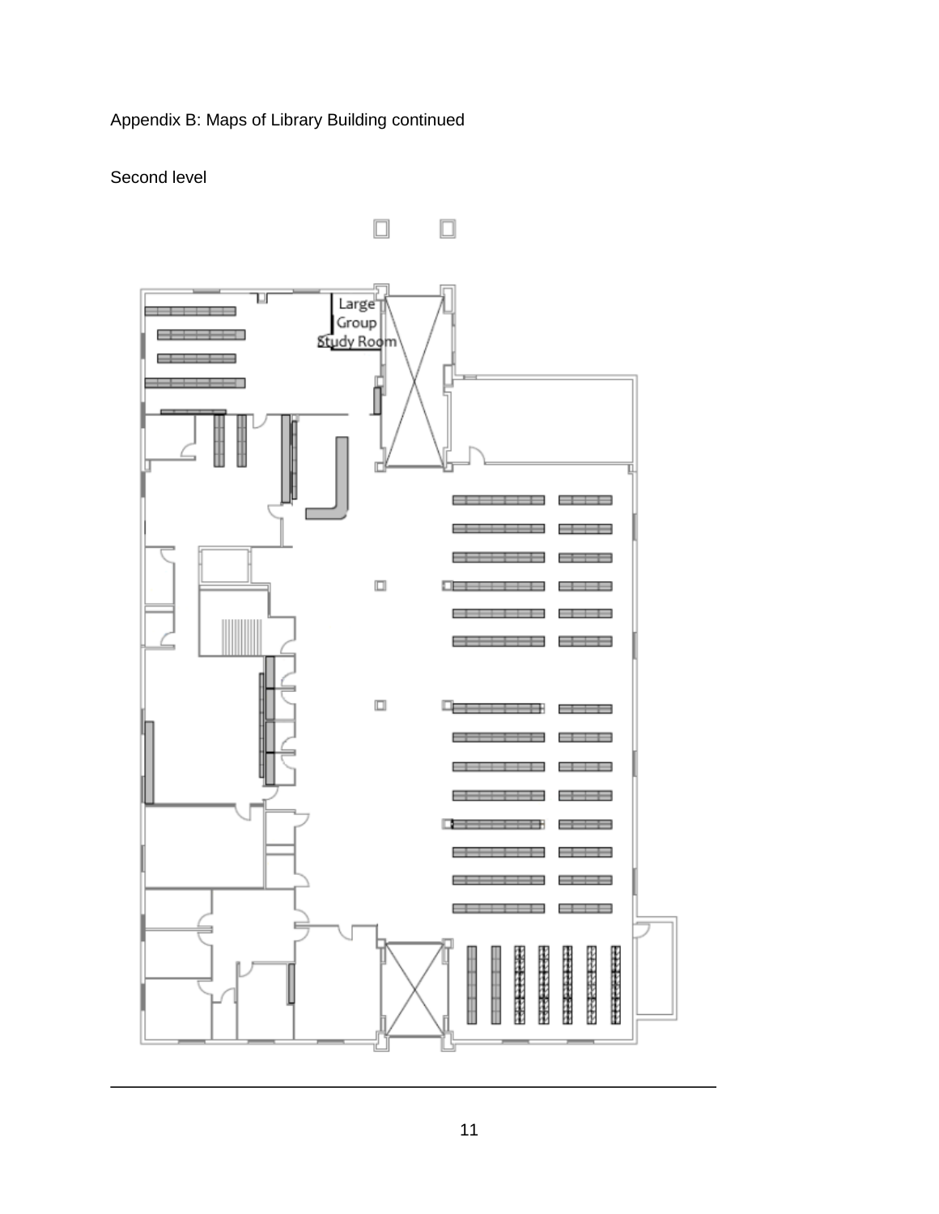Appendix B: Maps of Library Building continued

Second level

Large Group Study Room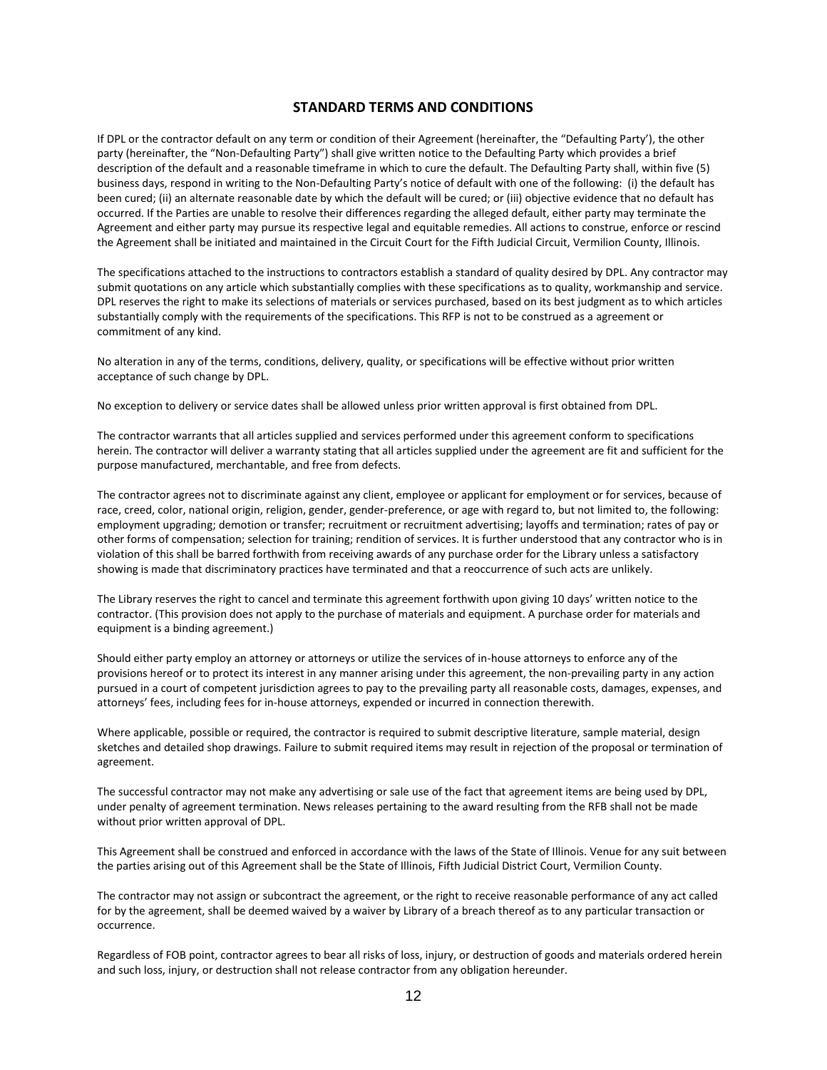## STANDARD TERMS AND CONDITIONS

If DPL or the contractor default on any term or condition of their Agreement (hereinafter, the "Defaulting Party'), the other party (hereinafter, the "Non-Defaulting Party") shall give written notice to the Defaulting Party which provides a brief description of the default and a reasonable timeframe in which to cure the default. The Defaulting Party shall, within five (5) business days, respond in writing to the Non-Defaulting Party's notice of default with one of the following: (i) the default has been cured; (ii) an alternate reasonable date by which the default will be cured; or (iii) objective evidence that no default has occurred. If the Parties are unable to resolve their differences regarding the alleged default, either party may terminate the Agreement and either party may pursue its respective legal and equitable remedies. All actions to construe, enforce or rescind the Agreement shall be initiated and maintained in the Circuit Court for the Fifth Judicial Circuit, Vermilion County, Illinois.

The specifications attached to the instructions to contractors establish a standard of quality desired by DPL. Any contractor may submit quotations on any article which substantially complies with these specifications as to quality, workmanship and service. DPL reserves the right to make its selections of materials or services purchased, based on its best judgment as to which articles substantially comply with the requirements of the specifications. This RFP is not to be construed as a agreement or commitment of any kind.

No alteration in any of the terms, conditions, delivery, quality, or specifications will be effective without prior written acceptance of such change by DPL.

No exception to delivery or service dates shall be allowed unless prior written approval is first obtained from DPL.

The contractor warrants that all articles supplied and services performed under this agreement conform to specifications herein. The contractor will deliver a warranty stating that all articles supplied under the agreement are fit and sufficient for the purpose manufactured, merchantable, and free from defects.

The contractor agrees not to discriminate against any client, employee or applicant for employment or for services, because of race, creed, color, national origin, religion, gender, gender-preference, or age with regard to, but not limited to, the following: employment upgrading; demotion or transfer; recruitment or recruitment advertising; layoffs and termination; rates of pay or other forms of compensation; selection for training; rendition of services. It is further understood that any contractor who is in violation of this shall be barred forthwith from receiving awards of any purchase order for the Library unless a satisfactory showing is made that discriminatory practices have terminated and that a reoccurrence of such acts are unlikely.

The Library reserves the right to cancel and terminate this agreement forthwith upon giving 10 days' written notice to the contractor. (This provision does not apply to the purchase of materials and equipment. A purchase order for materials and equipment is a binding agreement.)

Should either party employ an attorney or attorneys or utilize the services of in-house attorneys to enforce any of the provisions hereof or to protect its interest in any manner arising under this agreement, the non-prevailing party in any action pursued in a court of competent jurisdiction agrees to pay to the prevailing party all reasonable costs, damages, expenses, and attorneys' fees, including fees for in-house attorneys, expended or incurred in connection therewith.

Where applicable, possible or required, the contractor is required to submit descriptive literature, sample material, design sketches and detailed shop drawings. Failure to submit required items may result in rejection of the proposal or termination of agreement.

The successful contractor may not make any advertising or sale use of the fact that agreement items are being used by DPL, under penalty of agreement termination. News releases pertaining to the award resulting from the RFB shall not be made without prior written approval of DPL.

This Agreement shall be construed and enforced in accordance with the laws of the State of Illinois. Venue for any suit between the parties arising out of this Agreement shall be the State of Illinois, Fifth Judicial District Court, Vermilion County.

The contractor may not assign or subcontract the agreement, or the right to receive reasonable performance of any act called for by the agreement, shall be deemed waived by a waiver by Library of a breach thereof as to any particular transaction or occurrence.

Regardless of FOB point, contractor agrees to bear all risks of loss, injury, or destruction of goods and materials ordered herein and such loss, injury, or destruction shall not release contractor from any obligation hereunder.